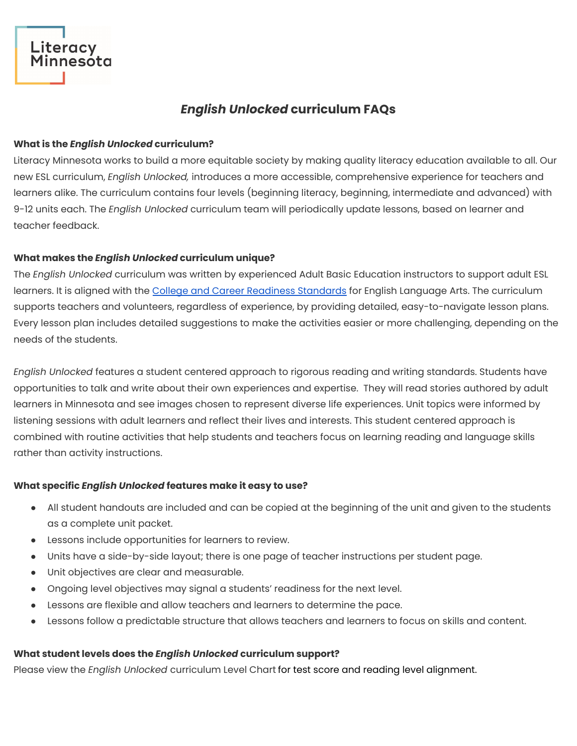Literacy Minnesota

# *English Unlocked* curriculum FAQs

**What is the *English Unlocked* curriculum?**

Literacy Minnesota works to build a more equitable society by making quality literacy education available to all. Our new ESL curriculum, *English Unlocked,* introduces a more accessible, comprehensive experience for teachers and learners alike. The curriculum contains four levels (beginning literacy, beginning, intermediate and advanced) with 9-12 units each. The *English Unlocked* curriculum team will periodically update lessons, based on learner and teacher feedback.

**What makes the *English Unlocked* curriculum unique?**

The *English Unlocked* curriculum was written by experienced Adult Basic Education instructors to support adult ESL learners. It is aligned with the College and Career Readiness Standards for English Language Arts. The curriculum supports teachers and volunteers, regardless of experience, by providing detailed, easy-to-navigate lesson plans. Every lesson plan includes detailed suggestions to make the activities easier or more challenging, depending on the needs of the students.

*English Unlocked* features a student centered approach to rigorous reading and writing standards. Students have opportunities to talk and write about their own experiences and expertise. They will read stories authored by adult learners in Minnesota and see images chosen to represent diverse life experiences. Unit topics were informed by listening sessions with adult learners and reflect their lives and interests. This student centered approach is combined with routine activities that help students and teachers focus on learning reading and language skills rather than activity instructions.

**What specific *English Unlocked* features make it easy to use?**

- All student handouts are included and can be copied at the beginning of the unit and given to the students as a complete unit packet.
- Lessons include opportunities for learners to review.
- Units have a side-by-side layout; there is one page of teacher instructions per student page.
- Unit objectives are clear and measurable.
- Ongoing level objectives may signal a students' readiness for the next level.
- Lessons are flexible and allow teachers and learners to determine the pace.
- Lessons follow a predictable structure that allows teachers and learners to focus on skills and content.

**What student levels does the *English Unlocked* curriculum support?**

Please view the *English Unlocked* curriculum Level Chart for test score and reading level alignment.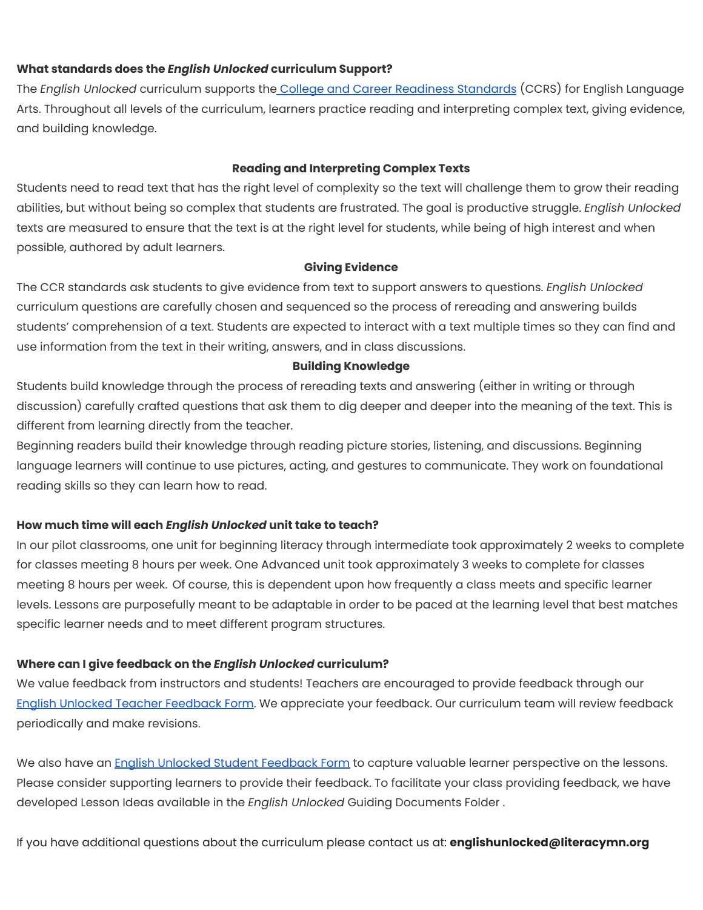**What standards does the *English Unlocked* curriculum Support?**

The *English Unlocked* curriculum supports the College and Career Readiness Standards (CCRS) for English Language Arts. Throughout all levels of the curriculum, learners practice reading and interpreting complex text, giving evidence, and building knowledge.

**Reading and Interpreting Complex Texts**

Students need to read text that has the right level of complexity so the text will challenge them to grow their reading abilities, but without being so complex that students are frustrated. The goal is productive struggle. *English Unlocked* texts are measured to ensure that the text is at the right level for students, while being of high interest and when possible, authored by adult learners.

**Giving Evidence**

The CCR standards ask students to give evidence from text to support answers to questions. *English Unlocked* curriculum questions are carefully chosen and sequenced so the process of rereading and answering builds students' comprehension of a text. Students are expected to interact with a text multiple times so they can find and use information from the text in their writing, answers, and in class discussions.

**Building Knowledge**

Students build knowledge through the process of rereading texts and answering (either in writing or through discussion) carefully crafted questions that ask them to dig deeper and deeper into the meaning of the text. This is different from learning directly from the teacher.

Beginning readers build their knowledge through reading picture stories, listening, and discussions. Beginning language learners will continue to use pictures, acting, and gestures to communicate. They work on foundational reading skills so they can learn how to read.

**How much time will each *English Unlocked* unit take to teach?**

In our pilot classrooms, one unit for beginning literacy through intermediate took approximately 2 weeks to complete for classes meeting 8 hours per week. One Advanced unit took approximately 3 weeks to complete for classes meeting 8 hours per week. Of course, this is dependent upon how frequently a class meets and specific learner levels. Lessons are purposefully meant to be adaptable in order to be paced at the learning level that best matches specific learner needs and to meet different program structures.

**Where can I give feedback on the *English Unlocked* curriculum?**

We value feedback from instructors and students! Teachers are encouraged to provide feedback through our English Unlocked Teacher Feedback Form. We appreciate your feedback. Our curriculum team will review feedback periodically and make revisions.

We also have an English Unlocked Student Feedback Form to capture valuable learner perspective on the lessons. Please consider supporting learners to provide their feedback. To facilitate your class providing feedback, we have developed Lesson Ideas available in the *English Unlocked* Guiding Documents Folder .

If you have additional questions about the curriculum please contact us at: **englishunlocked@literacymn.org**